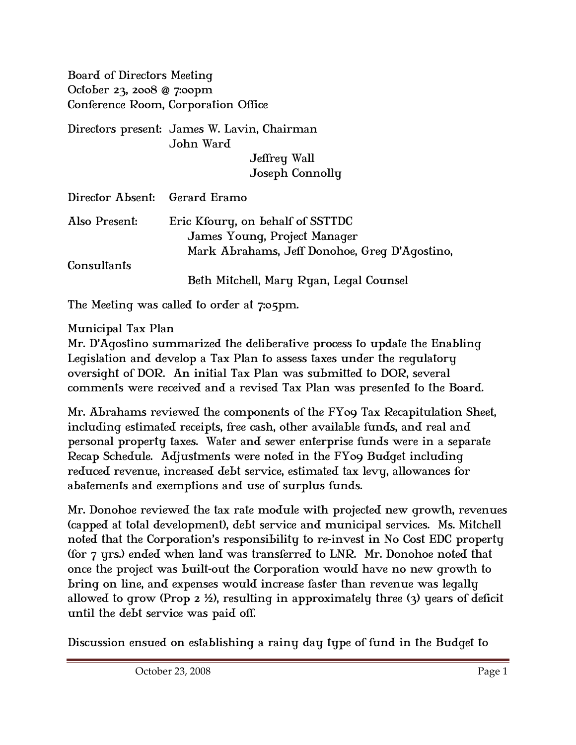Board of Directors Meeting
October 23, 2008 @ 7:00pm
Conference Room, Corporation Office

Directors present: James W. Lavin, Chairman
John Ward
Jeffrey Wall
Joseph Connolly

Director Absent: Gerard Eramo

Also Present: Eric Kfoury, on behalf of SSTTDC
James Young, Project Manager
Mark Abrahams, Jeff Donohoe, Greg D'Agostino, Consultants
Beth Mitchell, Mary Ryan, Legal Counsel

The Meeting was called to order at 7:05pm.

Municipal Tax Plan
Mr. D'Agostino summarized the deliberative process to update the Enabling Legislation and develop a Tax Plan to assess taxes under the regulatory oversight of DOR. An initial Tax Plan was submitted to DOR, several comments were received and a revised Tax Plan was presented to the Board.

Mr. Abrahams reviewed the components of the FY09 Tax Recapitulation Sheet, including estimated receipts, free cash, other available funds, and real and personal property taxes. Water and sewer enterprise funds were in a separate Recap Schedule. Adjustments were noted in the FY09 Budget including reduced revenue, increased debt service, estimated tax levy, allowances for abatements and exemptions and use of surplus funds.

Mr. Donohoe reviewed the tax rate module with projected new growth, revenues (capped at total development), debt service and municipal services. Ms. Mitchell noted that the Corporation's responsibility to re-invest in No Cost EDC property (for 7 yrs.) ended when land was transferred to LNR. Mr. Donohoe noted that once the project was built-out the Corporation would have no new growth to bring on line, and expenses would increase faster than revenue was legally allowed to grow (Prop 2 ½), resulting in approximately three (3) years of deficit until the debt service was paid off.

Discussion ensued on establishing a rainy day type of fund in the Budget to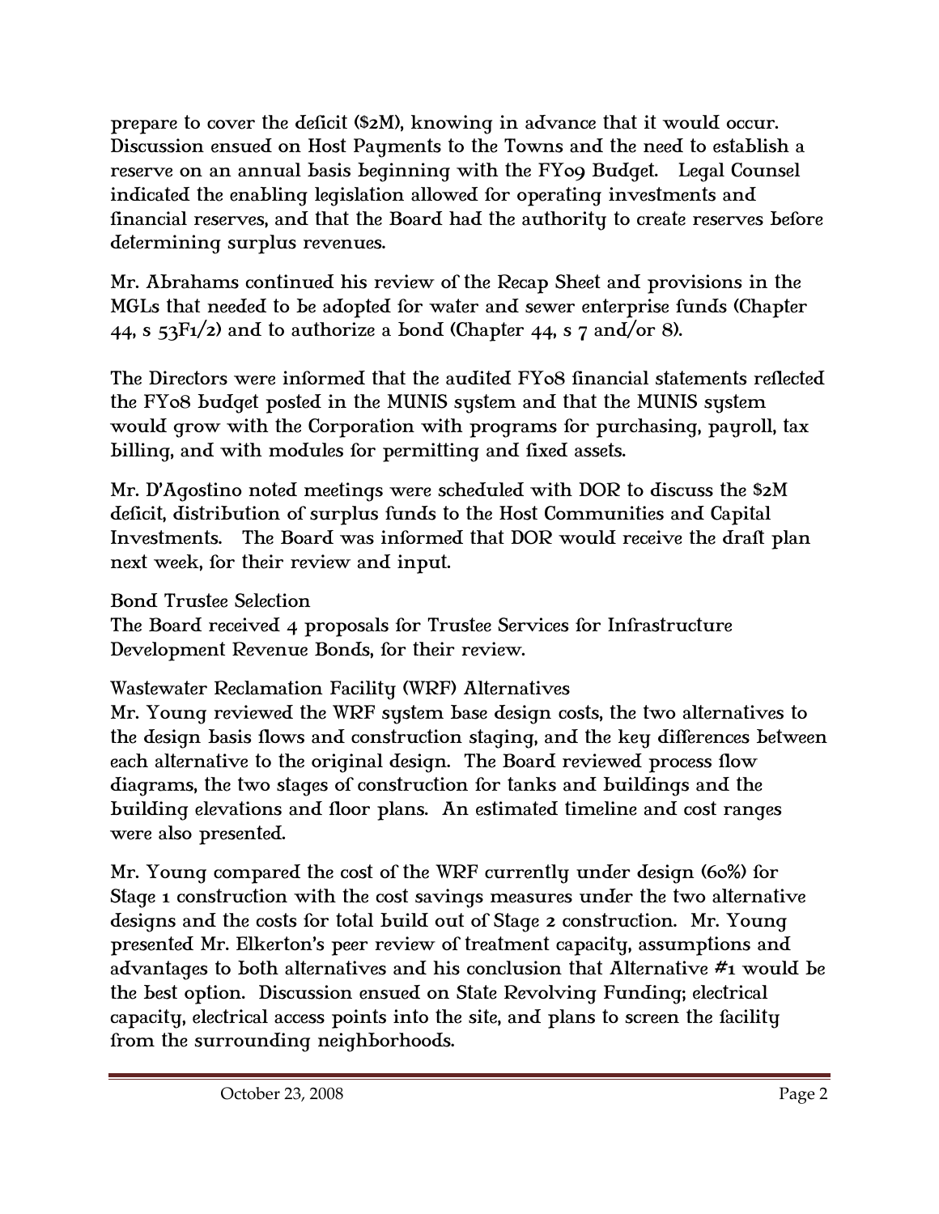prepare to cover the deficit ($2M), knowing in advance that it would occur. Discussion ensued on Host Payments to the Towns and the need to establish a reserve on an annual basis beginning with the FY09 Budget. Legal Counsel indicated the enabling legislation allowed for operating investments and financial reserves, and that the Board had the authority to create reserves before determining surplus revenues.

Mr. Abrahams continued his review of the Recap Sheet and provisions in the MGLs that needed to be adopted for water and sewer enterprise funds (Chapter 44, s 53F1/2) and to authorize a bond (Chapter 44, s 7 and/or 8).

The Directors were informed that the audited FY08 financial statements reflected the FY08 budget posted in the MUNIS system and that the MUNIS system would grow with the Corporation with programs for purchasing, payroll, tax billing, and with modules for permitting and fixed assets.

Mr. D'Agostino noted meetings were scheduled with DOR to discuss the $2M deficit, distribution of surplus funds to the Host Communities and Capital Investments. The Board was informed that DOR would receive the draft plan next week, for their review and input.

Bond Trustee Selection

The Board received 4 proposals for Trustee Services for Infrastructure Development Revenue Bonds, for their review.

Wastewater Reclamation Facility (WRF) Alternatives

Mr. Young reviewed the WRF system base design costs, the two alternatives to the design basis flows and construction staging, and the key differences between each alternative to the original design. The Board reviewed process flow diagrams, the two stages of construction for tanks and buildings and the building elevations and floor plans. An estimated timeline and cost ranges were also presented.

Mr. Young compared the cost of the WRF currently under design (60%) for Stage 1 construction with the cost savings measures under the two alternative designs and the costs for total build out of Stage 2 construction. Mr. Young presented Mr. Elkerton's peer review of treatment capacity, assumptions and advantages to both alternatives and his conclusion that Alternative #1 would be the best option. Discussion ensued on State Revolving Funding; electrical capacity, electrical access points into the site, and plans to screen the facility from the surrounding neighborhoods.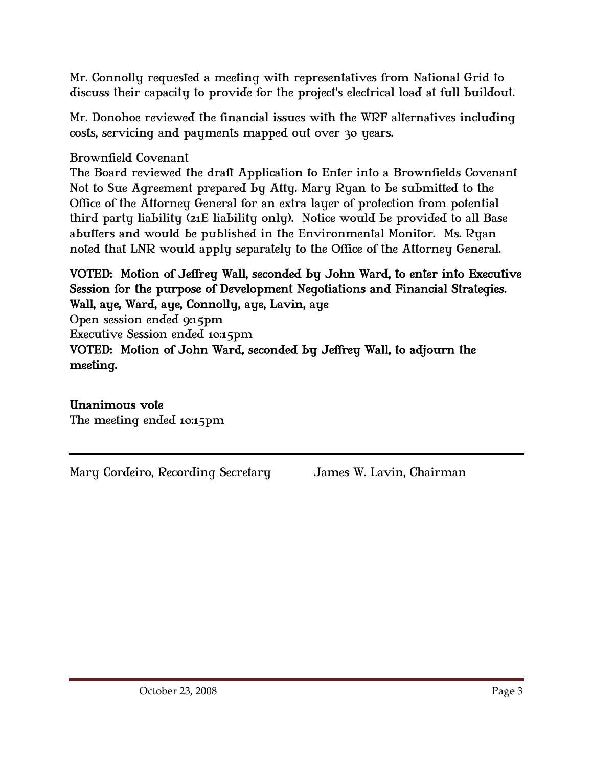Mr. Connolly requested a meeting with representatives from National Grid to discuss their capacity to provide for the project's electrical load at full buildout.

Mr. Donohoe reviewed the financial issues with the WRF alternatives including costs, servicing and payments mapped out over 30 years.

Brownfield Covenant

The Board reviewed the draft Application to Enter into a Brownfields Covenant Not to Sue Agreement prepared by Atty. Mary Ryan to be submitted to the Office of the Attorney General for an extra layer of protection from potential third party liability (21E liability only). Notice would be provided to all Base abutters and would be published in the Environmental Monitor. Ms. Ryan noted that LNR would apply separately to the Office of the Attorney General.

**VOTED: Motion of Jeffrey Wall, seconded by John Ward, to enter into Executive Session for the purpose of Development Negotiations and Financial Strategies. Wall, aye, Ward, aye, Connolly, aye, Lavin, aye**

Open session ended 9:15pm

Executive Session ended 10:15pm

**VOTED: Motion of John Ward, seconded by Jeffrey Wall, to adjourn the meeting.**

**Unanimous vote**

The meeting ended 10:15pm

---

Mary Cordeiro, Recording Secretary James W. Lavin, Chairman